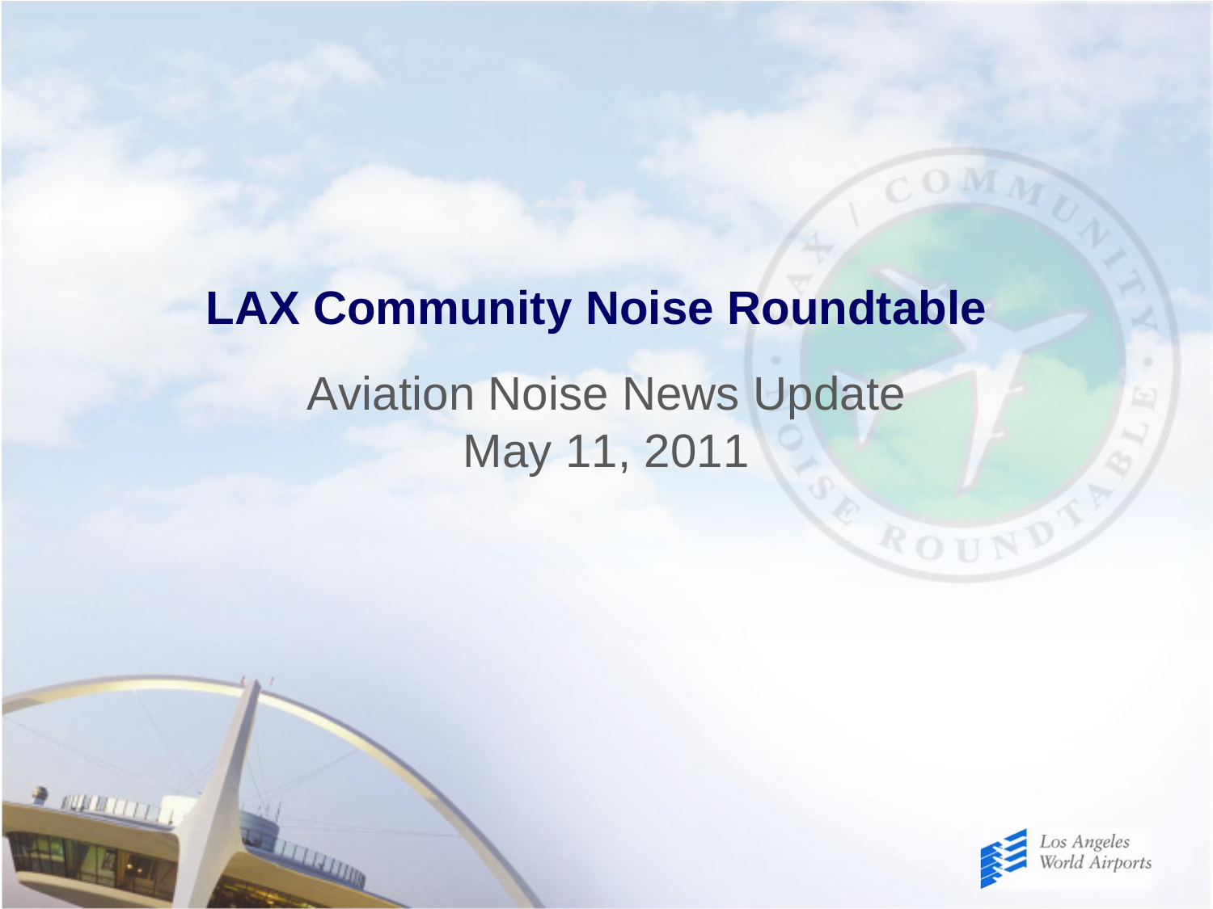# LAX Community Noise Roundtable

Aviation Noise News Update

May 11, 2011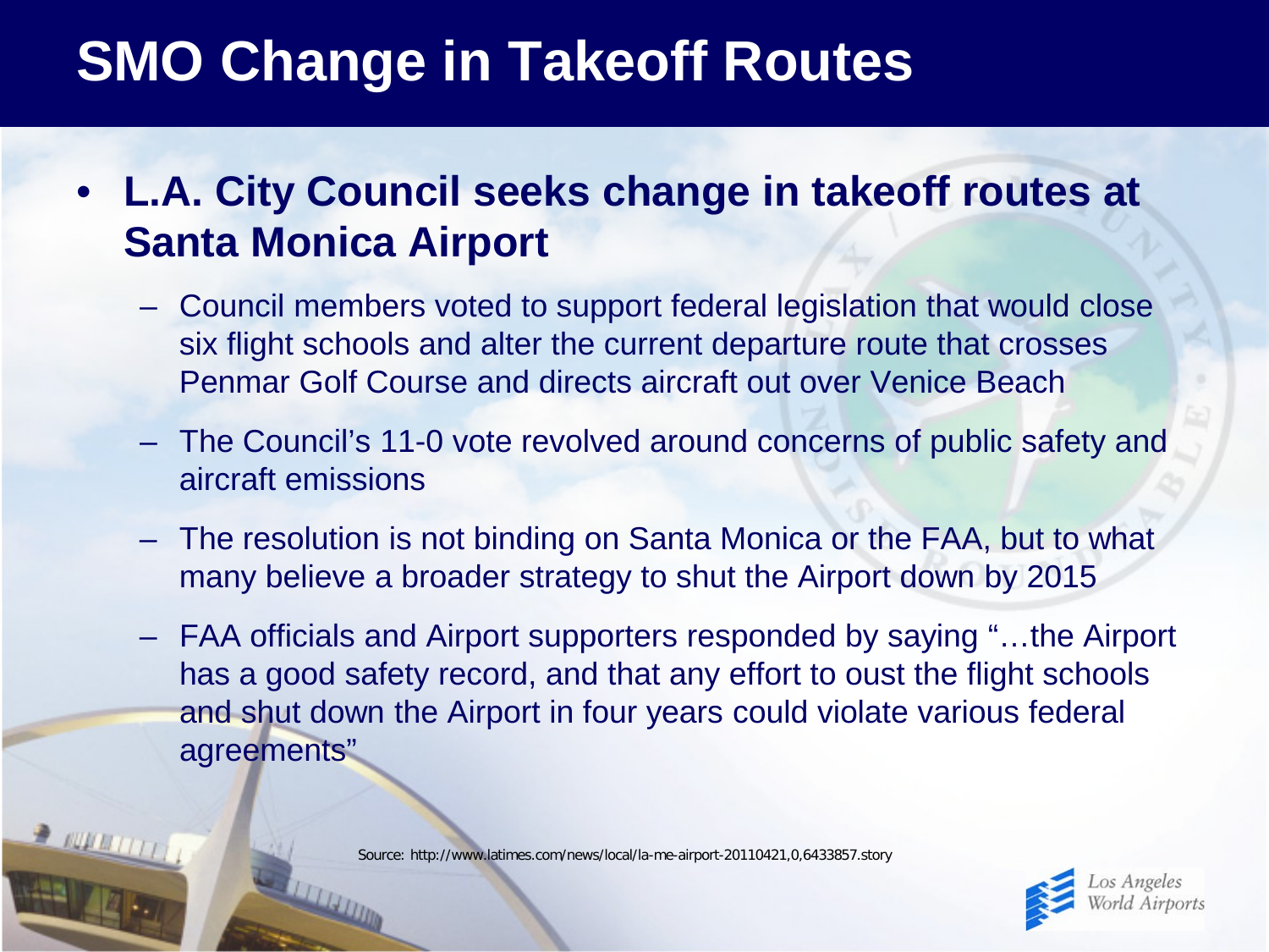# SMO Change in Takeoff Routes

- **L.A. City Council seeks change in takeoff routes at Santa Monica Airport**
  - Council members voted to support federal legislation that would close six flight schools and alter the current departure route that crosses Penmar Golf Course and directs aircraft out over Venice Beach
  - The Council's 11-0 vote revolved around concerns of public safety and aircraft emissions
  - The resolution is not binding on Santa Monica or the FAA, but to what many believe a broader strategy to shut the Airport down by 2015
  - FAA officials and Airport supporters responded by saying "…the Airport has a good safety record, and that any effort to oust the flight schools and shut down the Airport in four years could violate various federal agreements"

Source: http://www.latimes.com/news/local/la-me-airport-20110421,0,6433857.story

Los Angeles World Airports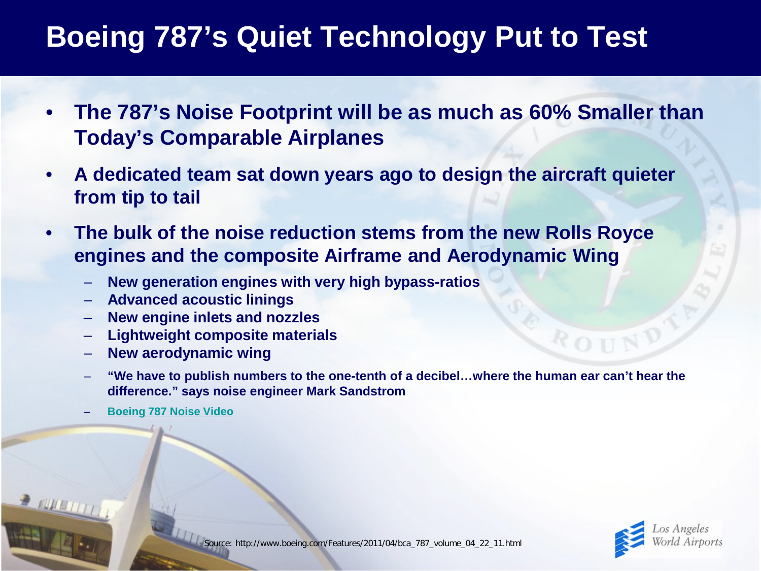# Boeing 787's Quiet Technology Put to Test

- **The 787's Noise Footprint will be as much as 60% Smaller than Today's Comparable Airplanes**
- **A dedicated team sat down years ago to design the aircraft quieter from tip to tail**
- **The bulk of the noise reduction stems from the new Rolls Royce engines and the composite Airframe and Aerodynamic Wing**
  - **New generation engines with very high bypass-ratios**
  - **Advanced acoustic linings**
  - **New engine inlets and nozzles**
  - **Lightweight composite materials**
  - **New aerodynamic wing**
  - **"We have to publish numbers to the one-tenth of a decibel…where the human ear can't hear the difference." says noise engineer Mark Sandstrom**
  - **Boeing 787 Noise Video**

Source: http://www.boeing.com/Features/2011/04/bca_787_volume_04_22_11.html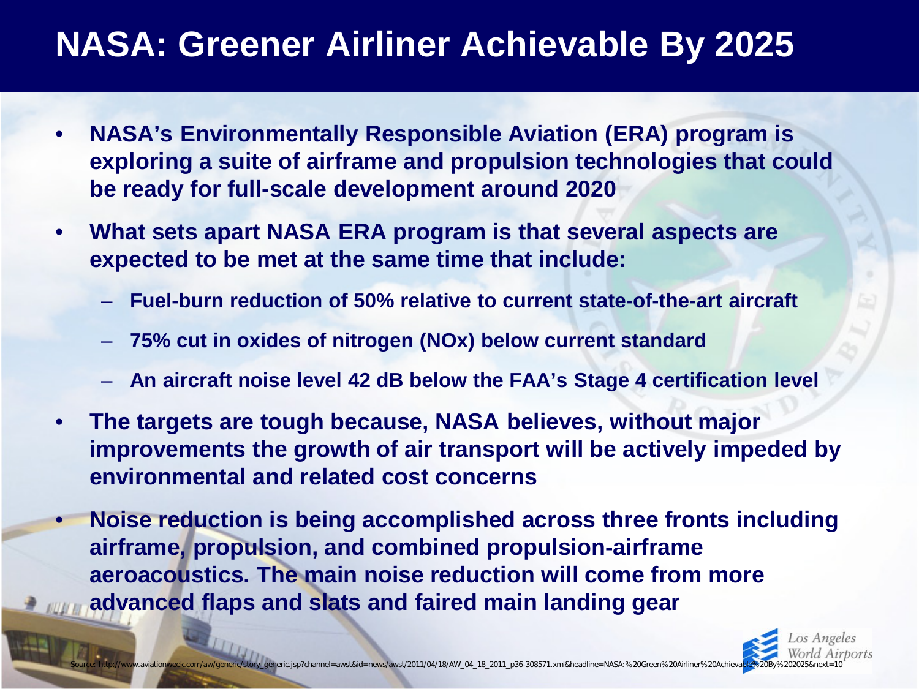# NASA: Greener Airliner Achievable By 2025

- NASA's Environmentally Responsible Aviation (ERA) program is exploring a suite of airframe and propulsion technologies that could be ready for full-scale development around 2020
- What sets apart NASA ERA program is that several aspects are expected to be met at the same time that include:
  - Fuel-burn reduction of 50% relative to current state-of-the-art aircraft
  - 75% cut in oxides of nitrogen (NOx) below current standard
  - An aircraft noise level 42 dB below the FAA's Stage 4 certification level
- The targets are tough because, NASA believes, without major improvements the growth of air transport will be actively impeded by environmental and related cost concerns
- Noise reduction is being accomplished across three fronts including airframe, propulsion, and combined propulsion-airframe aeroacoustics. The main noise reduction will come from more advanced flaps and slats and faired main landing gear

Source: http://www.aviationweek.com/aw/generic/story_generic.jsp?channel=awst&id=news/awst/2011/04/18/AW_04_18_2011_p36-308571.xml&headline=NASA:%20Green%20Airliner%20Achievable%20By%202025&next=10

Los Angeles World Airports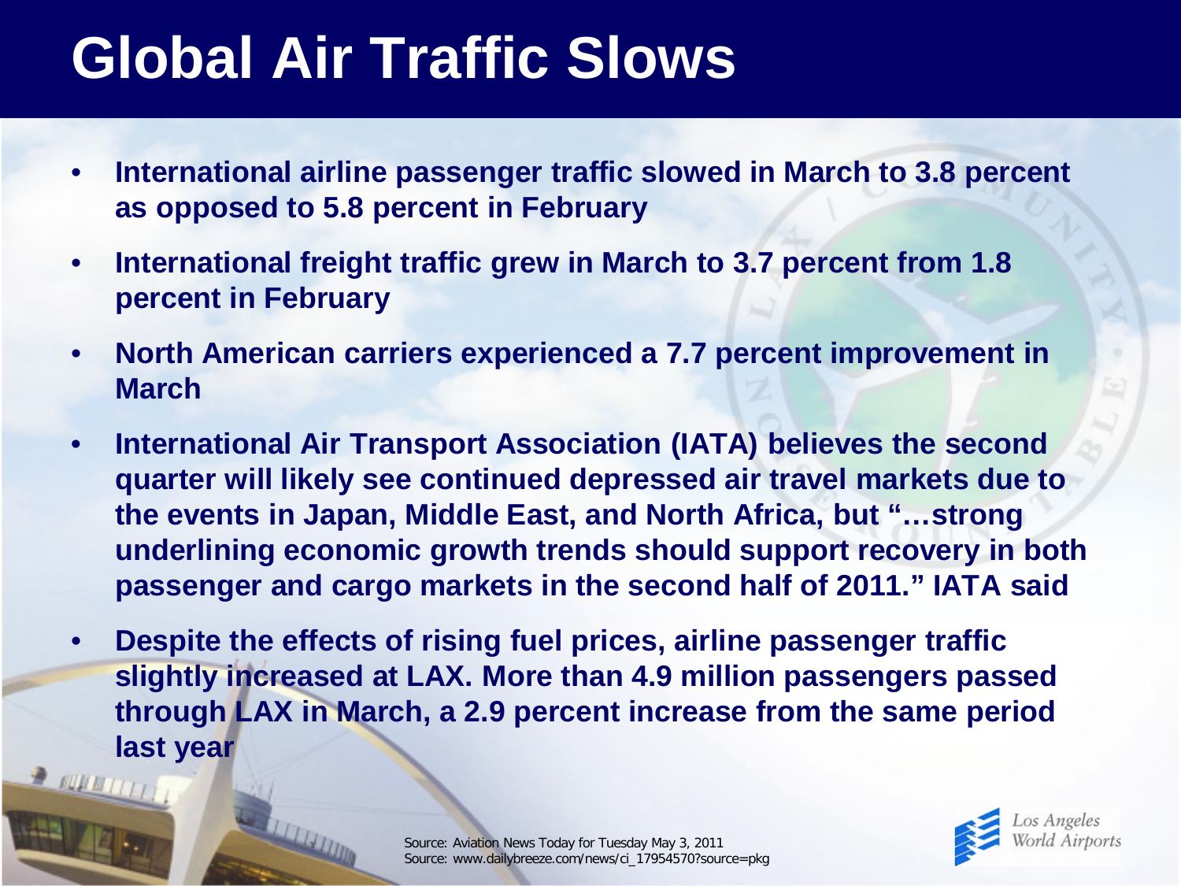# Global Air Traffic Slows

- **International airline passenger traffic slowed in March to 3.8 percent as opposed to 5.8 percent in February**
- **International freight traffic grew in March to 3.7 percent from 1.8 percent in February**
- **North American carriers experienced a 7.7 percent improvement in March**
- **International Air Transport Association (IATA) believes the second quarter will likely see continued depressed air travel markets due to the events in Japan, Middle East, and North Africa, but "…strong underlining economic growth trends should support recovery in both passenger and cargo markets in the second half of 2011." IATA said**
- **Despite the effects of rising fuel prices, airline passenger traffic slightly increased at LAX. More than 4.9 million passengers passed through LAX in March, a 2.9 percent increase from the same period last year**

Source: Aviation News Today for Tuesday May 3, 2011
Source: www.dailybreeze.com/news/ci_17954570?source=pkg

Los Angeles World Airports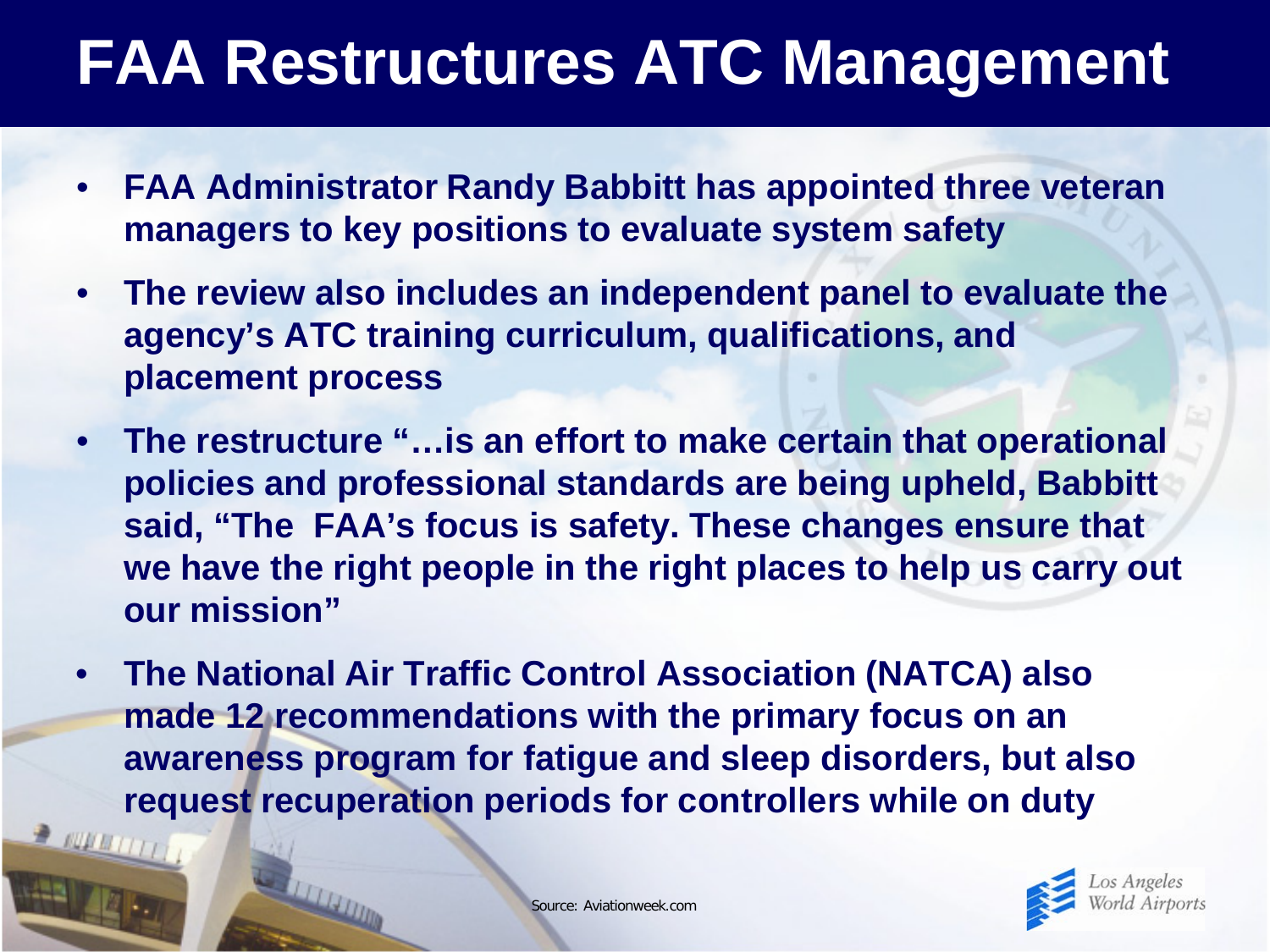# FAA Restructures ATC Management

- **FAA Administrator Randy Babbitt has appointed three veteran managers to key positions to evaluate system safety**
- **The review also includes an independent panel to evaluate the agency's ATC training curriculum, qualifications, and placement process**
- **The restructure "…is an effort to make certain that operational policies and professional standards are being upheld, Babbitt said, "The FAA's focus is safety. These changes ensure that we have the right people in the right places to help us carry out our mission"**
- **The National Air Traffic Control Association (NATCA) also made 12 recommendations with the primary focus on an awareness program for fatigue and sleep disorders, but also request recuperation periods for controllers while on duty**

Source: Aviationweek.com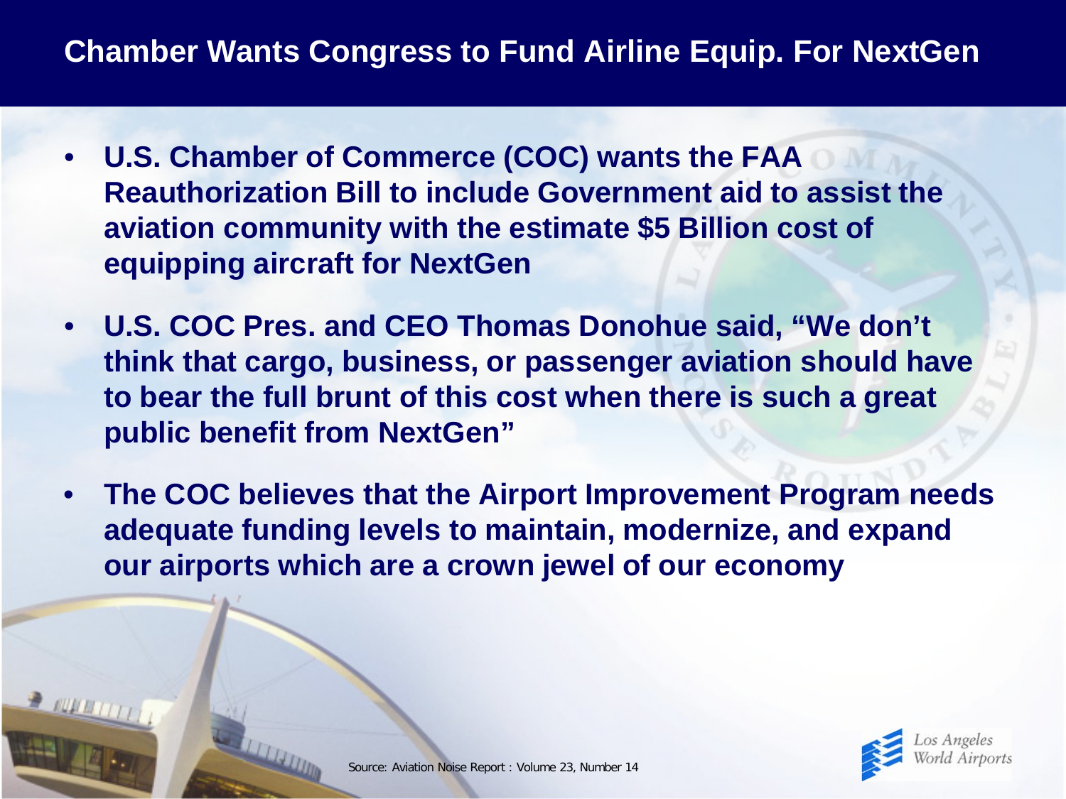# Chamber Wants Congress to Fund Airline Equip. For NextGen

- **U.S. Chamber of Commerce (COC) wants the FAA Reauthorization Bill to include Government aid to assist the aviation community with the estimate $5 Billion cost of equipping aircraft for NextGen**
- **U.S. COC Pres. and CEO Thomas Donohue said, "We don't think that cargo, business, or passenger aviation should have to bear the full brunt of this cost when there is such a great public benefit from NextGen"**
- **The COC believes that the Airport Improvement Program needs adequate funding levels to maintain, modernize, and expand our airports which are a crown jewel of our economy**

Source: Aviation Noise Report : Volume 23, Number 14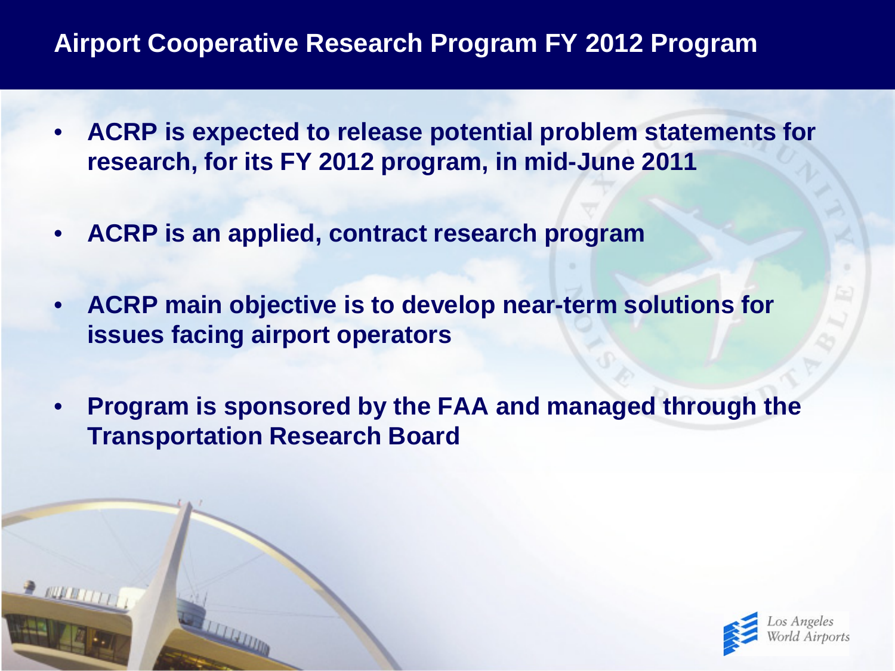# Airport Cooperative Research Program FY 2012 Program

- **ACRP is expected to release potential problem statements for research, for its FY 2012 program, in mid-June 2011**
- **ACRP is an applied, contract research program**
- **ACRP main objective is to develop near-term solutions for issues facing airport operators**
- **Program is sponsored by the FAA and managed through the Transportation Research Board**